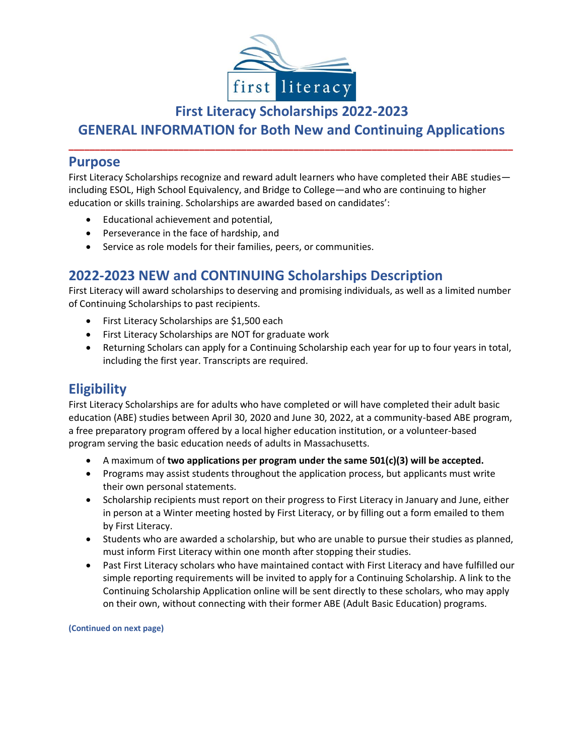# First Literacy Scholarships 2022-2023

# GENERAL INFORMATION for Both New and Continuing Applications

## Purpose

First Literacy Scholarships recognize and reward adult learners who have completed their ABE studies—including ESOL, High School Equivalency, and Bridge to College—and who are continuing to higher education or skills training. Scholarships are awarded based on candidates':

- Educational achievement and potential,
- Perseverance in the face of hardship, and
- Service as role models for their families, peers, or communities.

## 2022-2023 NEW and CONTINUING Scholarships Description

First Literacy will award scholarships to deserving and promising individuals, as well as a limited number of Continuing Scholarships to past recipients.

- First Literacy Scholarships are $1,500 each
- First Literacy Scholarships are NOT for graduate work
- Returning Scholars can apply for a Continuing Scholarship each year for up to four years in total, including the first year. Transcripts are required.

## Eligibility

First Literacy Scholarships are for adults who have completed or will have completed their adult basic education (ABE) studies between April 30, 2020 and June 30, 2022, at a community-based ABE program, a free preparatory program offered by a local higher education institution, or a volunteer-based program serving the basic education needs of adults in Massachusetts.

- A maximum of **two applications per program under the same 501(c)(3) will be accepted.**
- Programs may assist students throughout the application process, but applicants must write their own personal statements.
- Scholarship recipients must report on their progress to First Literacy in January and June, either in person at a Winter meeting hosted by First Literacy, or by filling out a form emailed to them by First Literacy.
- Students who are awarded a scholarship, but who are unable to pursue their studies as planned, must inform First Literacy within one month after stopping their studies.
- Past First Literacy scholars who have maintained contact with First Literacy and have fulfilled our simple reporting requirements will be invited to apply for a Continuing Scholarship. A link to the Continuing Scholarship Application online will be sent directly to these scholars, who may apply on their own, without connecting with their former ABE (Adult Basic Education) programs.

**(Continued on next page)**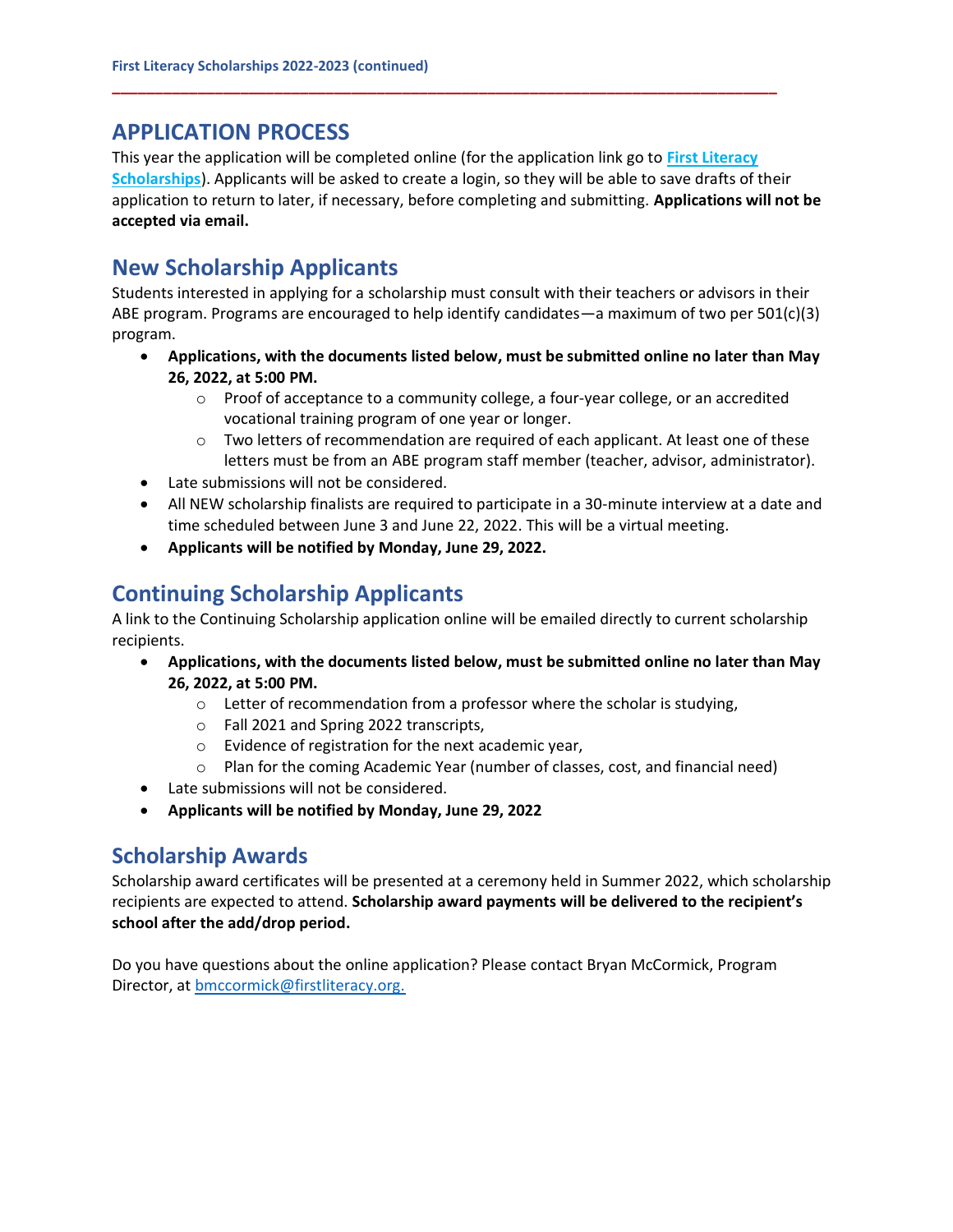## APPLICATION PROCESS

This year the application will be completed online (for the application link go to **First Literacy Scholarships**). Applicants will be asked to create a login, so they will be able to save drafts of their application to return to later, if necessary, before completing and submitting. **Applications will not be accepted via email.**

## New Scholarship Applicants

Students interested in applying for a scholarship must consult with their teachers or advisors in their ABE program. Programs are encouraged to help identify candidates—a maximum of two per 501(c)(3) program.

- **Applications, with the documents listed below, must be submitted online no later than May 26, 2022, at 5:00 PM.**
    - Proof of acceptance to a community college, a four-year college, or an accredited vocational training program of one year or longer.
    - Two letters of recommendation are required of each applicant. At least one of these letters must be from an ABE program staff member (teacher, advisor, administrator).
- Late submissions will not be considered.
- All NEW scholarship finalists are required to participate in a 30-minute interview at a date and time scheduled between June 3 and June 22, 2022. This will be a virtual meeting.
- **Applicants will be notified by Monday, June 29, 2022.**

## Continuing Scholarship Applicants

A link to the Continuing Scholarship application online will be emailed directly to current scholarship recipients.

- **Applications, with the documents listed below, must be submitted online no later than May 26, 2022, at 5:00 PM.**
    - Letter of recommendation from a professor where the scholar is studying,
    - Fall 2021 and Spring 2022 transcripts,
    - Evidence of registration for the next academic year,
    - Plan for the coming Academic Year (number of classes, cost, and financial need)
- Late submissions will not be considered.
- **Applicants will be notified by Monday, June 29, 2022**

## Scholarship Awards

Scholarship award certificates will be presented at a ceremony held in Summer 2022, which scholarship recipients are expected to attend. **Scholarship award payments will be delivered to the recipient's school after the add/drop period.**

Do you have questions about the online application? Please contact Bryan McCormick, Program Director, at bmccormick@firstliteracy.org.